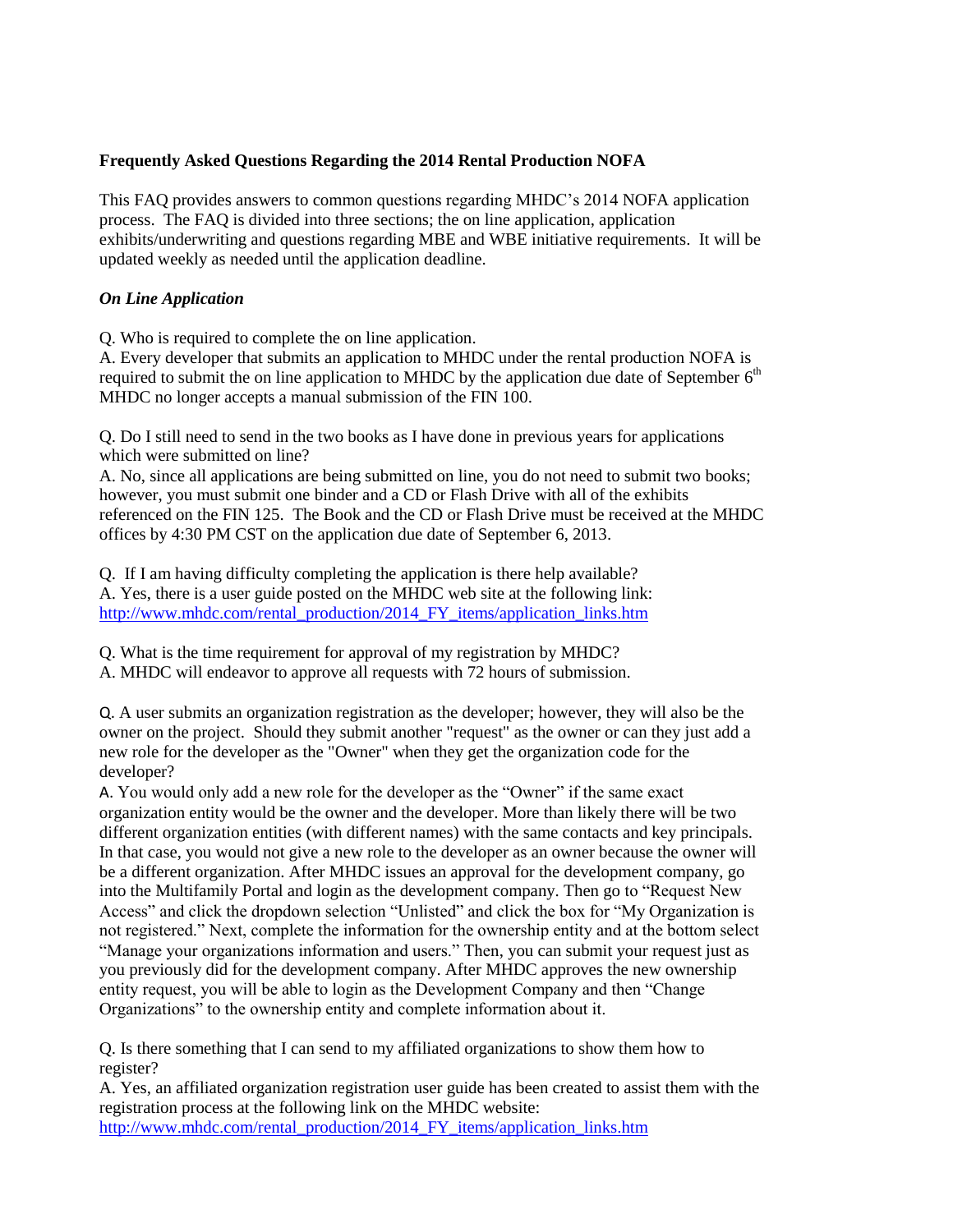**Frequently Asked Questions Regarding the 2014 Rental Production NOFA**

This FAQ provides answers to common questions regarding MHDC's 2014 NOFA application process. The FAQ is divided into three sections; the on line application, application exhibits/underwriting and questions regarding MBE and WBE initiative requirements. It will be updated weekly as needed until the application deadline.

***On Line Application***

Q. Who is required to complete the on line application.
A. Every developer that submits an application to MHDC under the rental production NOFA is required to submit the on line application to MHDC by the application due date of September 6th MHDC no longer accepts a manual submission of the FIN 100.

Q. Do I still need to send in the two books as I have done in previous years for applications which were submitted on line?
A. No, since all applications are being submitted on line, you do not need to submit two books; however, you must submit one binder and a CD or Flash Drive with all of the exhibits referenced on the FIN 125. The Book and the CD or Flash Drive must be received at the MHDC offices by 4:30 PM CST on the application due date of September 6, 2013.

Q. If I am having difficulty completing the application is there help available?
A. Yes, there is a user guide posted on the MHDC web site at the following link:
http://www.mhdc.com/rental_production/2014_FY_items/application_links.htm

Q. What is the time requirement for approval of my registration by MHDC?
A. MHDC will endeavor to approve all requests with 72 hours of submission.

Q. A user submits an organization registration as the developer; however, they will also be the owner on the project. Should they submit another "request" as the owner or can they just add a new role for the developer as the "Owner" when they get the organization code for the developer?
A. You would only add a new role for the developer as the "Owner" if the same exact organization entity would be the owner and the developer. More than likely there will be two different organization entities (with different names) with the same contacts and key principals. In that case, you would not give a new role to the developer as an owner because the owner will be a different organization. After MHDC issues an approval for the development company, go into the Multifamily Portal and login as the development company. Then go to "Request New Access" and click the dropdown selection "Unlisted" and click the box for "My Organization is not registered." Next, complete the information for the ownership entity and at the bottom select "Manage your organizations information and users." Then, you can submit your request just as you previously did for the development company. After MHDC approves the new ownership entity request, you will be able to login as the Development Company and then "Change Organizations" to the ownership entity and complete information about it.

Q. Is there something that I can send to my affiliated organizations to show them how to register?
A. Yes, an affiliated organization registration user guide has been created to assist them with the registration process at the following link on the MHDC website:
http://www.mhdc.com/rental_production/2014_FY_items/application_links.htm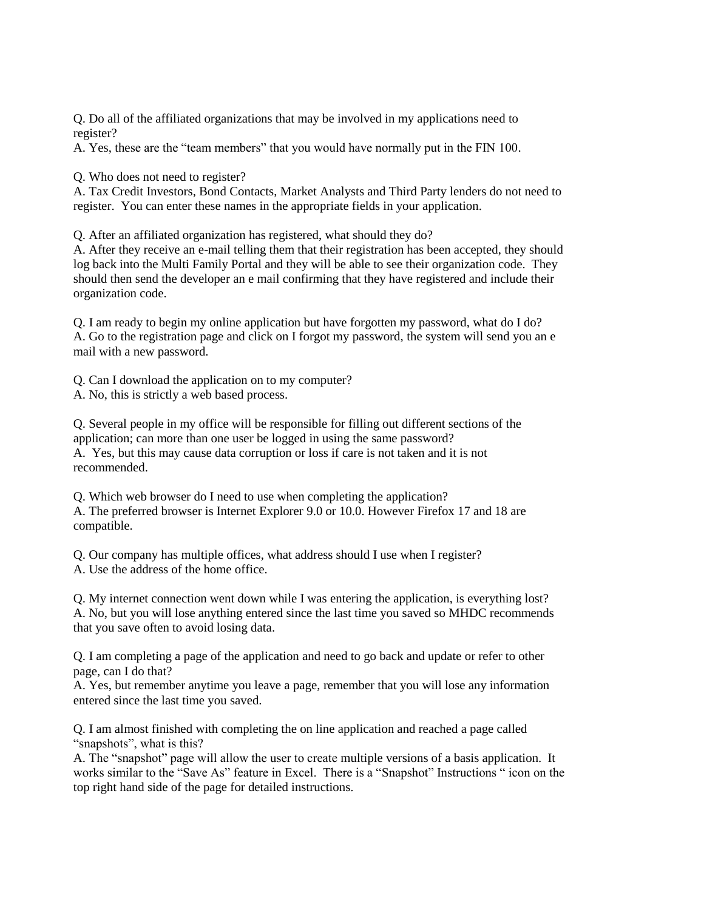Q. Do all of the affiliated organizations that may be involved in my applications need to register?
A. Yes, these are the "team members" that you would have normally put in the FIN 100.

Q. Who does not need to register?
A. Tax Credit Investors, Bond Contacts, Market Analysts and Third Party lenders do not need to register. You can enter these names in the appropriate fields in your application.

Q. After an affiliated organization has registered, what should they do?
A. After they receive an e-mail telling them that their registration has been accepted, they should log back into the Multi Family Portal and they will be able to see their organization code. They should then send the developer an e mail confirming that they have registered and include their organization code.

Q. I am ready to begin my online application but have forgotten my password, what do I do?
A. Go to the registration page and click on I forgot my password, the system will send you an e mail with a new password.

Q. Can I download the application on to my computer?
A. No, this is strictly a web based process.

Q. Several people in my office will be responsible for filling out different sections of the application; can more than one user be logged in using the same password?
A. Yes, but this may cause data corruption or loss if care is not taken and it is not recommended.

Q. Which web browser do I need to use when completing the application?
A. The preferred browser is Internet Explorer 9.0 or 10.0. However Firefox 17 and 18 are compatible.

Q. Our company has multiple offices, what address should I use when I register?
A. Use the address of the home office.

Q. My internet connection went down while I was entering the application, is everything lost?
A. No, but you will lose anything entered since the last time you saved so MHDC recommends that you save often to avoid losing data.

Q. I am completing a page of the application and need to go back and update or refer to other page, can I do that?
A. Yes, but remember anytime you leave a page, remember that you will lose any information entered since the last time you saved.

Q. I am almost finished with completing the on line application and reached a page called "snapshots", what is this?
A. The "snapshot" page will allow the user to create multiple versions of a basis application. It works similar to the "Save As" feature in Excel. There is a "Snapshot" Instructions " icon on the top right hand side of the page for detailed instructions.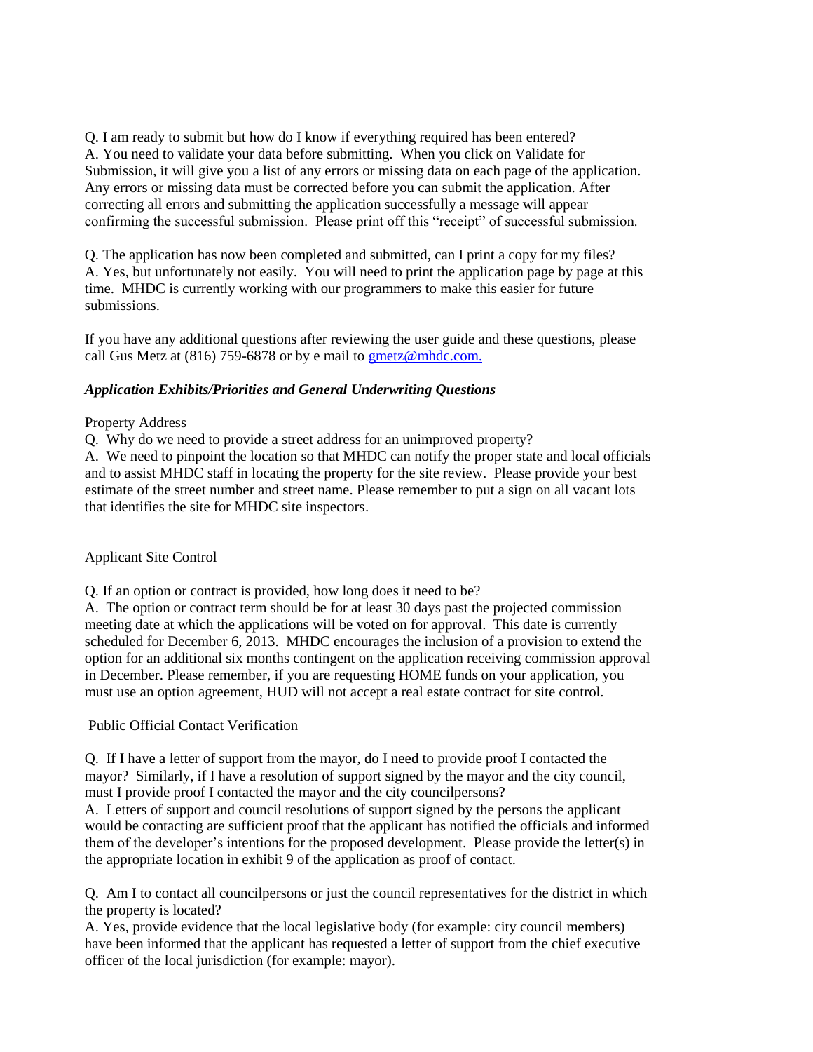Q. I am ready to submit but how do I know if everything required has been entered?
A. You need to validate your data before submitting. When you click on Validate for Submission, it will give you a list of any errors or missing data on each page of the application. Any errors or missing data must be corrected before you can submit the application. After correcting all errors and submitting the application successfully a message will appear confirming the successful submission. Please print off this "receipt" of successful submission.

Q. The application has now been completed and submitted, can I print a copy for my files?
A. Yes, but unfortunately not easily. You will need to print the application page by page at this time. MHDC is currently working with our programmers to make this easier for future submissions.

If you have any additional questions after reviewing the user guide and these questions, please call Gus Metz at (816) 759-6878 or by e mail to gmetz@mhdc.com.

***Application Exhibits/Priorities and General Underwriting Questions***

Property Address

Q. Why do we need to provide a street address for an unimproved property?
A. We need to pinpoint the location so that MHDC can notify the proper state and local officials and to assist MHDC staff in locating the property for the site review. Please provide your best estimate of the street number and street name. Please remember to put a sign on all vacant lots that identifies the site for MHDC site inspectors.

Applicant Site Control

Q. If an option or contract is provided, how long does it need to be?
A. The option or contract term should be for at least 30 days past the projected commission meeting date at which the applications will be voted on for approval. This date is currently scheduled for December 6, 2013. MHDC encourages the inclusion of a provision to extend the option for an additional six months contingent on the application receiving commission approval in December. Please remember, if you are requesting HOME funds on your application, you must use an option agreement, HUD will not accept a real estate contract for site control.

Public Official Contact Verification

Q. If I have a letter of support from the mayor, do I need to provide proof I contacted the mayor? Similarly, if I have a resolution of support signed by the mayor and the city council, must I provide proof I contacted the mayor and the city councilpersons?
A. Letters of support and council resolutions of support signed by the persons the applicant would be contacting are sufficient proof that the applicant has notified the officials and informed them of the developer's intentions for the proposed development. Please provide the letter(s) in the appropriate location in exhibit 9 of the application as proof of contact.

Q. Am I to contact all councilpersons or just the council representatives for the district in which the property is located?
A. Yes, provide evidence that the local legislative body (for example: city council members) have been informed that the applicant has requested a letter of support from the chief executive officer of the local jurisdiction (for example: mayor).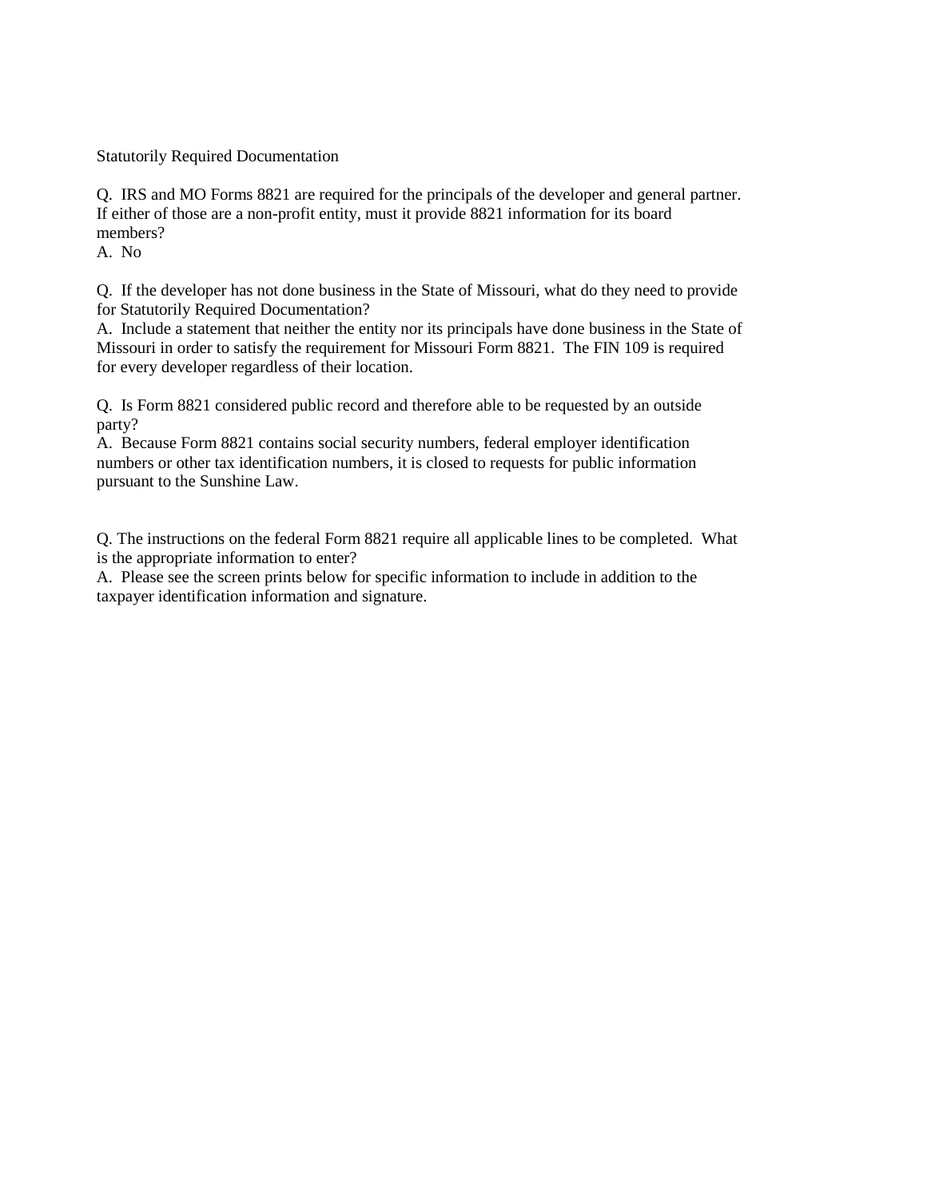Statutorily Required Documentation

Q. IRS and MO Forms 8821 are required for the principals of the developer and general partner. If either of those are a non-profit entity, must it provide 8821 information for its board members?
A. No

Q. If the developer has not done business in the State of Missouri, what do they need to provide for Statutorily Required Documentation?
A. Include a statement that neither the entity nor its principals have done business in the State of Missouri in order to satisfy the requirement for Missouri Form 8821. The FIN 109 is required for every developer regardless of their location.

Q. Is Form 8821 considered public record and therefore able to be requested by an outside party?
A. Because Form 8821 contains social security numbers, federal employer identification numbers or other tax identification numbers, it is closed to requests for public information pursuant to the Sunshine Law.

Q. The instructions on the federal Form 8821 require all applicable lines to be completed. What is the appropriate information to enter?
A. Please see the screen prints below for specific information to include in addition to the taxpayer identification information and signature.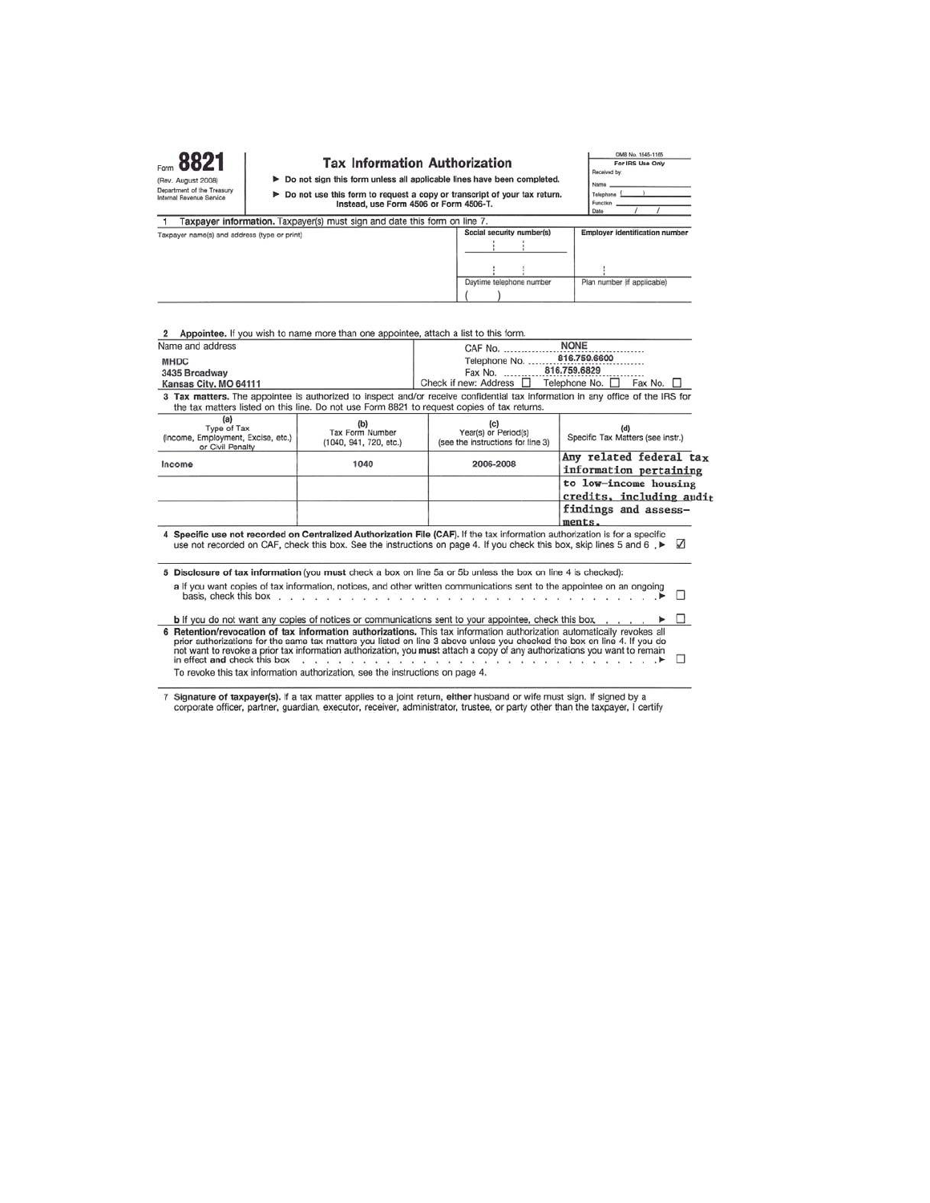Form **8821**
(Rev. August 2008)
Department of the Treasury
Internal Revenue Service

# Tax Information Authorization

► Do not sign this form unless all applicable lines have been completed.

► Do not use this form to request a copy or transcript of your tax return. Instead, use Form 4506 or Form 4506-T.

OMB No. 1545-1165
**For IRS Use Only**
Received by:
Name
Telephone ( )
Function
Date / /

**1 Taxpayer information.** Taxpayer(s) must sign and date this form on line 7.

| Taxpayer name(s) and address (type or print) | Social security number(s) | Employer identification number |
|---|---|---|
| | | |
| | Daytime telephone number ( ) | Plan number (if applicable) |

**2 Appointee.** If you wish to name more than one appointee, attach a list to this form.

| Name and address | |
|---|---|
| MHDC<br>3435 Broadway<br>Kansas City, MO 64111 | CAF No. NONE<br>Telephone No. 816.759.6600<br>Fax No. 816.759.6829<br>Check if new: Address ☐ Telephone No. ☐ Fax No. ☐ |

**3 Tax matters.** The appointee is authorized to inspect and/or receive confidential tax information in any office of the IRS for the tax matters listed on this line. Do not use Form 8821 to request copies of tax returns.

| (a) Type of Tax (Income, Employment, Excise, etc.) or Civil Penalty | (b) Tax Form Number (1040, 941, 720, etc.) | (c) Year(s) or Period(s) (see the instructions for line 3) | (d) Specific Tax Matters (see instr.) |
|---|---|---|---|
| Income | 1040 | 2006-2008 | Any related federal tax information pertaining to low-income housing credits, including audit findings and assessments. |

**4 Specific use not recorded on Centralized Authorization File (CAF).** If the tax information authorization is for a specific use not recorded on CAF, check this box. See the instructions on page 4. If you check this box, skip lines 5 and 6 . ► ☑

**5 Disclosure of tax information** (you **must** check a box on line 5a or 5b unless the box on line 4 is checked):

**a** If you want copies of tax information, notices, and other written communications sent to the appointee on an ongoing basis, check this box . . . . . . . . . . ► ☐

**b** If you do not want any copies of notices or communications sent to your appointee, check this box . . . . . ► ☐

**6 Retention/revocation of tax information authorizations.** This tax information authorization automatically revokes all prior authorizations for the same tax matters you listed on line 3 above unless you checked the box on line 4. If you do not want to revoke a prior tax information authorization, you **must** attach a copy of any authorizations you want to remain in effect **and** check this box . . . . . . . . . . ► ☐

To revoke this tax information authorization, see the instructions on page 4.

**7 Signature of taxpayer(s).** If a tax matter applies to a joint return, **either** husband or wife must sign. If signed by a corporate officer, partner, guardian, executor, receiver, administrator, trustee, or party other than the taxpayer, I certify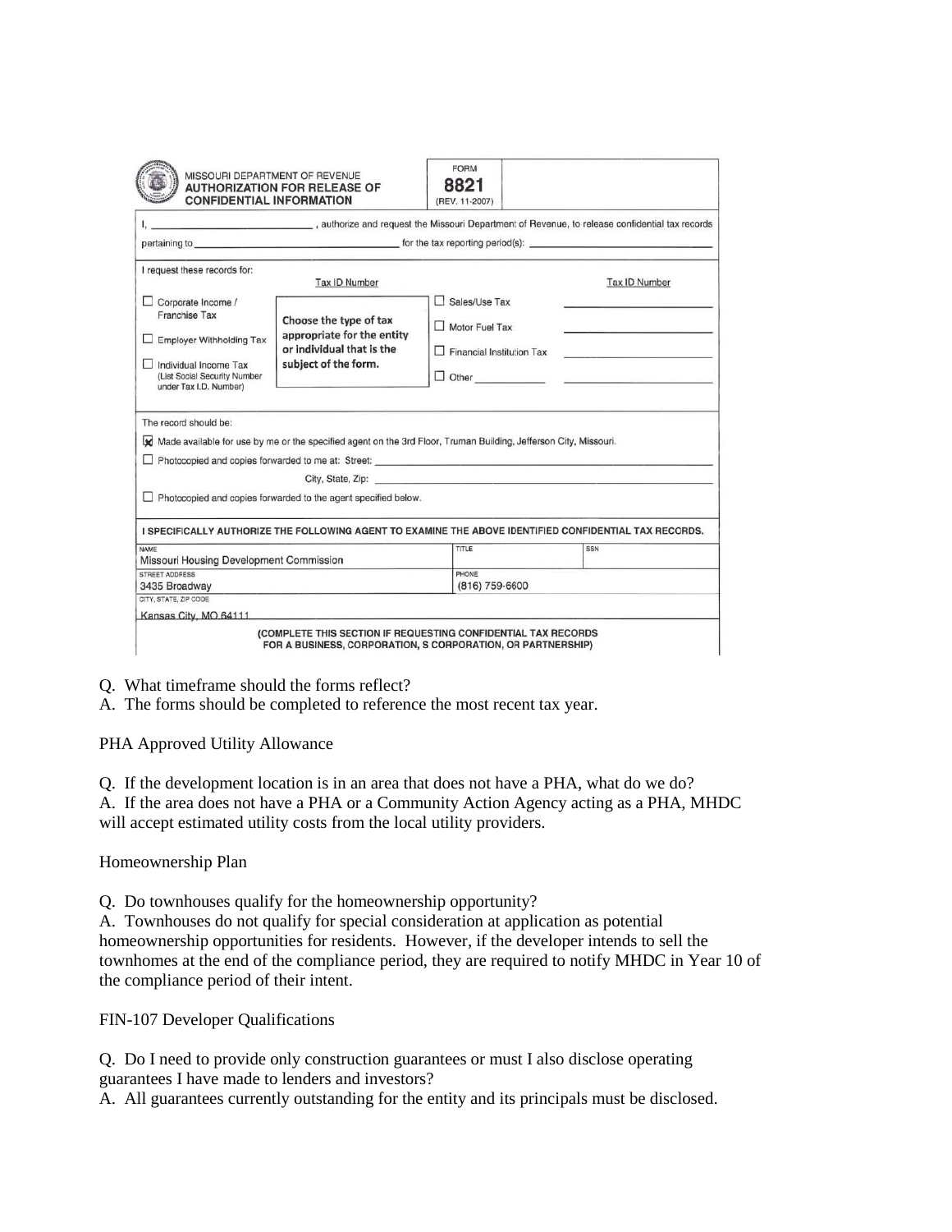MISSOURI DEPARTMENT OF REVENUE
**AUTHORIZATION FOR RELEASE OF CONFIDENTIAL INFORMATION**

FORM **8821** (REV. 11-2007)

I, \_\_\_\_\_\_\_\_\_\_\_\_\_\_\_\_\_\_\_\_\_\_\_\_\_\_\_\_, authorize and request the Missouri Department of Revenue, to release confidential tax records pertaining to \_\_\_\_\_\_\_\_\_\_\_\_\_\_\_\_\_\_\_\_\_\_\_\_\_\_\_\_\_\_\_\_\_\_\_\_\_ for the tax reporting period(s): \_\_\_\_\_\_\_\_\_\_\_\_\_\_\_\_\_\_\_\_\_\_\_\_\_\_\_\_\_\_

I request these records for:

| | Tax ID Number | | Tax ID Number |
|---|---|---|---|
| ☐ Corporate Income / Franchise Tax | **Choose the type of tax appropriate for the entity or individual that is the subject of the form.** | ☐ Sales/Use Tax | |
| ☐ Employer Withholding Tax | | ☐ Motor Fuel Tax | |
| ☐ Individual Income Tax (List Social Security Number under Tax I.D. Number) | | ☐ Financial Institution Tax | |
| | | ☐ Other \_\_\_\_\_\_\_\_\_\_ | |

The record should be:

- ☒ Made available for use by me or the specified agent on the 3rd Floor, Truman Building, Jefferson City, Missouri.
- ☐ Photocopied and copies forwarded to me at: Street: \_\_\_\_\_\_\_\_\_\_\_\_\_\_\_\_\_\_\_\_ City, State, Zip: \_\_\_\_\_\_\_\_\_\_\_\_\_\_\_\_\_\_\_\_
- ☐ Photocopied and copies forwarded to the agent specified below.

**I SPECIFICALLY AUTHORIZE THE FOLLOWING AGENT TO EXAMINE THE ABOVE IDENTIFIED CONFIDENTIAL TAX RECORDS.**

| NAME | TITLE | SSN |
|---|---|---|
| Missouri Housing Development Commission | | |
| STREET ADDRESS | PHONE | |
| 3435 Broadway | (816) 759-6600 | |
| CITY, STATE, ZIP CODE | | |
| Kansas City, MO 64111 | | |

**(COMPLETE THIS SECTION IF REQUESTING CONFIDENTIAL TAX RECORDS FOR A BUSINESS, CORPORATION, S CORPORATION, OR PARTNERSHIP)**

Q. What timeframe should the forms reflect?
A. The forms should be completed to reference the most recent tax year.

PHA Approved Utility Allowance

Q. If the development location is in an area that does not have a PHA, what do we do?
A. If the area does not have a PHA or a Community Action Agency acting as a PHA, MHDC will accept estimated utility costs from the local utility providers.

Homeownership Plan

Q. Do townhouses qualify for the homeownership opportunity?
A. Townhouses do not qualify for special consideration at application as potential homeownership opportunities for residents. However, if the developer intends to sell the townhomes at the end of the compliance period, they are required to notify MHDC in Year 10 of the compliance period of their intent.

FIN-107 Developer Qualifications

Q. Do I need to provide only construction guarantees or must I also disclose operating guarantees I have made to lenders and investors?
A. All guarantees currently outstanding for the entity and its principals must be disclosed.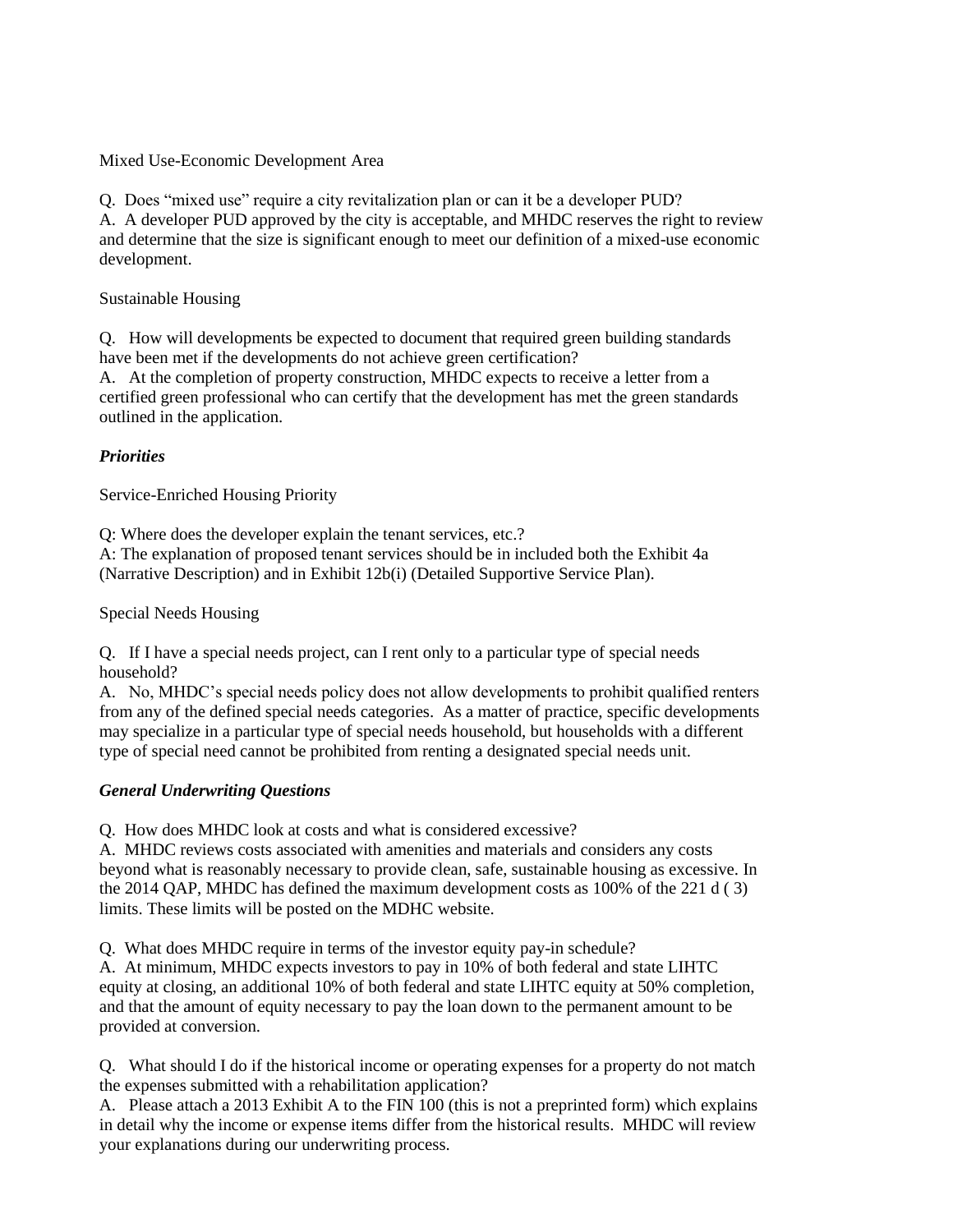Mixed Use-Economic Development Area

Q. Does "mixed use" require a city revitalization plan or can it be a developer PUD?
A. A developer PUD approved by the city is acceptable, and MHDC reserves the right to review and determine that the size is significant enough to meet our definition of a mixed-use economic development.

Sustainable Housing

Q. How will developments be expected to document that required green building standards have been met if the developments do not achieve green certification?
A. At the completion of property construction, MHDC expects to receive a letter from a certified green professional who can certify that the development has met the green standards outlined in the application.

***Priorities***

Service-Enriched Housing Priority

Q: Where does the developer explain the tenant services, etc.?
A: The explanation of proposed tenant services should be in included both the Exhibit 4a (Narrative Description) and in Exhibit 12b(i) (Detailed Supportive Service Plan).

Special Needs Housing

Q. If I have a special needs project, can I rent only to a particular type of special needs household?
A. No, MHDC's special needs policy does not allow developments to prohibit qualified renters from any of the defined special needs categories. As a matter of practice, specific developments may specialize in a particular type of special needs household, but households with a different type of special need cannot be prohibited from renting a designated special needs unit.

***General Underwriting Questions***

Q. How does MHDC look at costs and what is considered excessive?
A. MHDC reviews costs associated with amenities and materials and considers any costs beyond what is reasonably necessary to provide clean, safe, sustainable housing as excessive. In the 2014 QAP, MHDC has defined the maximum development costs as 100% of the 221 d ( 3) limits. These limits will be posted on the MDHC website.

Q. What does MHDC require in terms of the investor equity pay-in schedule?
A. At minimum, MHDC expects investors to pay in 10% of both federal and state LIHTC equity at closing, an additional 10% of both federal and state LIHTC equity at 50% completion, and that the amount of equity necessary to pay the loan down to the permanent amount to be provided at conversion.

Q. What should I do if the historical income or operating expenses for a property do not match the expenses submitted with a rehabilitation application?
A. Please attach a 2013 Exhibit A to the FIN 100 (this is not a preprinted form) which explains in detail why the income or expense items differ from the historical results. MHDC will review your explanations during our underwriting process.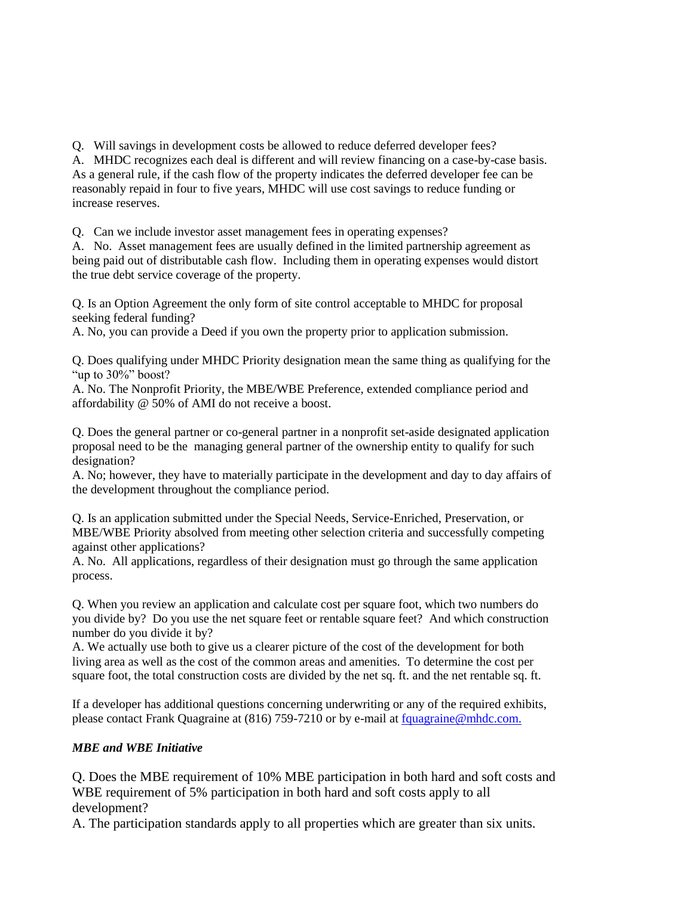Q. Will savings in development costs be allowed to reduce deferred developer fees?
A. MHDC recognizes each deal is different and will review financing on a case-by-case basis. As a general rule, if the cash flow of the property indicates the deferred developer fee can be reasonably repaid in four to five years, MHDC will use cost savings to reduce funding or increase reserves.

Q. Can we include investor asset management fees in operating expenses?
A. No. Asset management fees are usually defined in the limited partnership agreement as being paid out of distributable cash flow. Including them in operating expenses would distort the true debt service coverage of the property.

Q. Is an Option Agreement the only form of site control acceptable to MHDC for proposal seeking federal funding?
A. No, you can provide a Deed if you own the property prior to application submission.

Q. Does qualifying under MHDC Priority designation mean the same thing as qualifying for the "up to 30%" boost?
A. No. The Nonprofit Priority, the MBE/WBE Preference, extended compliance period and affordability @ 50% of AMI do not receive a boost.

Q. Does the general partner or co-general partner in a nonprofit set-aside designated application proposal need to be the managing general partner of the ownership entity to qualify for such designation?
A. No; however, they have to materially participate in the development and day to day affairs of the development throughout the compliance period.

Q. Is an application submitted under the Special Needs, Service-Enriched, Preservation, or MBE/WBE Priority absolved from meeting other selection criteria and successfully competing against other applications?
A. No. All applications, regardless of their designation must go through the same application process.

Q. When you review an application and calculate cost per square foot, which two numbers do you divide by? Do you use the net square feet or rentable square feet? And which construction number do you divide it by?
A. We actually use both to give us a clearer picture of the cost of the development for both living area as well as the cost of the common areas and amenities. To determine the cost per square foot, the total construction costs are divided by the net sq. ft. and the net rentable sq. ft.

If a developer has additional questions concerning underwriting or any of the required exhibits, please contact Frank Quagraine at (816) 759-7210 or by e-mail at fquagraine@mhdc.com.

***MBE and WBE Initiative***

Q. Does the MBE requirement of 10% MBE participation in both hard and soft costs and WBE requirement of 5% participation in both hard and soft costs apply to all development?
A. The participation standards apply to all properties which are greater than six units.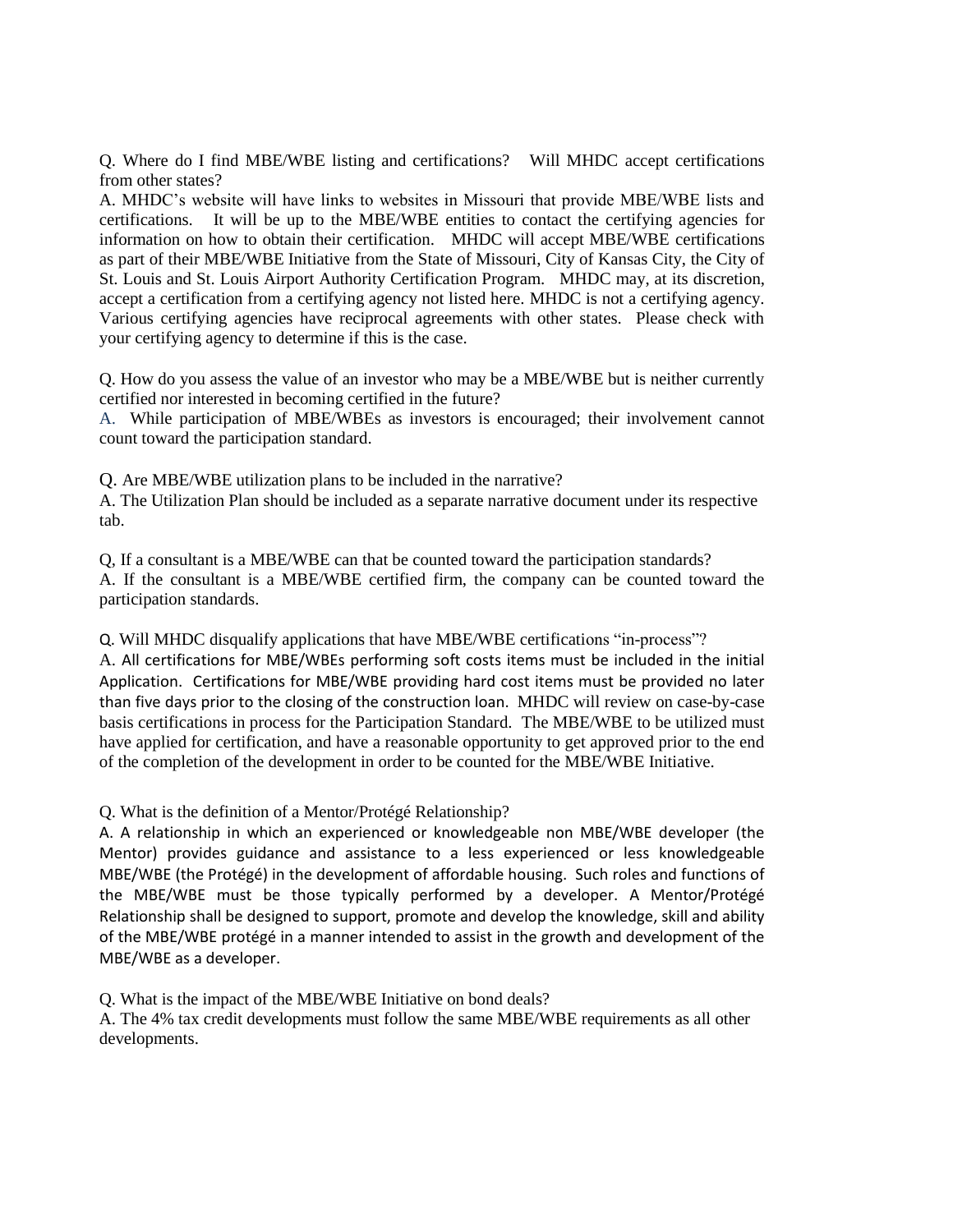Q. Where do I find MBE/WBE listing and certifications? Will MHDC accept certifications from other states?

A. MHDC's website will have links to websites in Missouri that provide MBE/WBE lists and certifications. It will be up to the MBE/WBE entities to contact the certifying agencies for information on how to obtain their certification. MHDC will accept MBE/WBE certifications as part of their MBE/WBE Initiative from the State of Missouri, City of Kansas City, the City of St. Louis and St. Louis Airport Authority Certification Program. MHDC may, at its discretion, accept a certification from a certifying agency not listed here. MHDC is not a certifying agency. Various certifying agencies have reciprocal agreements with other states. Please check with your certifying agency to determine if this is the case.

Q. How do you assess the value of an investor who may be a MBE/WBE but is neither currently certified nor interested in becoming certified in the future?

A. While participation of MBE/WBEs as investors is encouraged; their involvement cannot count toward the participation standard.

Q. Are MBE/WBE utilization plans to be included in the narrative?

A. The Utilization Plan should be included as a separate narrative document under its respective tab.

Q, If a consultant is a MBE/WBE can that be counted toward the participation standards?

A. If the consultant is a MBE/WBE certified firm, the company can be counted toward the participation standards.

Q. Will MHDC disqualify applications that have MBE/WBE certifications "in-process"?

A. All certifications for MBE/WBEs performing soft costs items must be included in the initial Application. Certifications for MBE/WBE providing hard cost items must be provided no later than five days prior to the closing of the construction loan. MHDC will review on case-by-case basis certifications in process for the Participation Standard. The MBE/WBE to be utilized must have applied for certification, and have a reasonable opportunity to get approved prior to the end of the completion of the development in order to be counted for the MBE/WBE Initiative.

Q. What is the definition of a Mentor/Protégé Relationship?

A. A relationship in which an experienced or knowledgeable non MBE/WBE developer (the Mentor) provides guidance and assistance to a less experienced or less knowledgeable MBE/WBE (the Protégé) in the development of affordable housing. Such roles and functions of the MBE/WBE must be those typically performed by a developer. A Mentor/Protégé Relationship shall be designed to support, promote and develop the knowledge, skill and ability of the MBE/WBE protégé in a manner intended to assist in the growth and development of the MBE/WBE as a developer.

Q. What is the impact of the MBE/WBE Initiative on bond deals?

A. The 4% tax credit developments must follow the same MBE/WBE requirements as all other developments.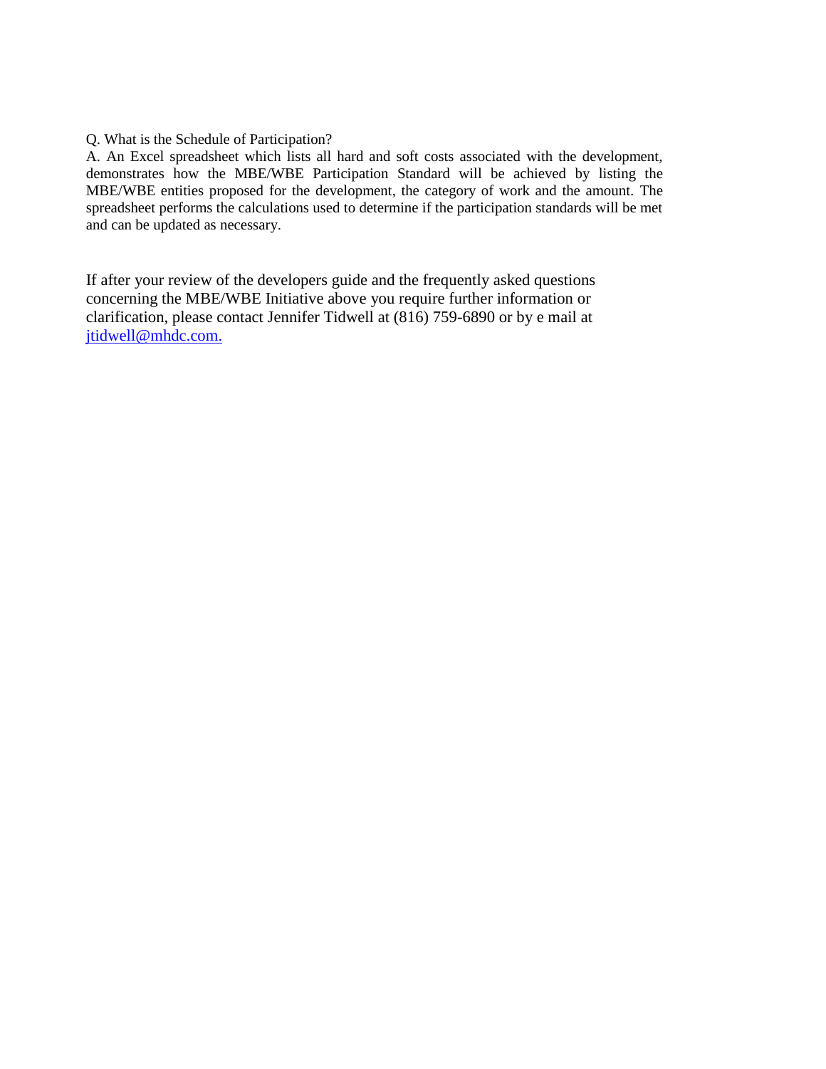Q. What is the Schedule of Participation?

A. An Excel spreadsheet which lists all hard and soft costs associated with the development, demonstrates how the MBE/WBE Participation Standard will be achieved by listing the MBE/WBE entities proposed for the development, the category of work and the amount. The spreadsheet performs the calculations used to determine if the participation standards will be met and can be updated as necessary.

If after your review of the developers guide and the frequently asked questions concerning the MBE/WBE Initiative above you require further information or clarification, please contact Jennifer Tidwell at (816) 759-6890 or by e mail at [jtidwell@mhdc.com.](mailto:jtidwell@mhdc.com)